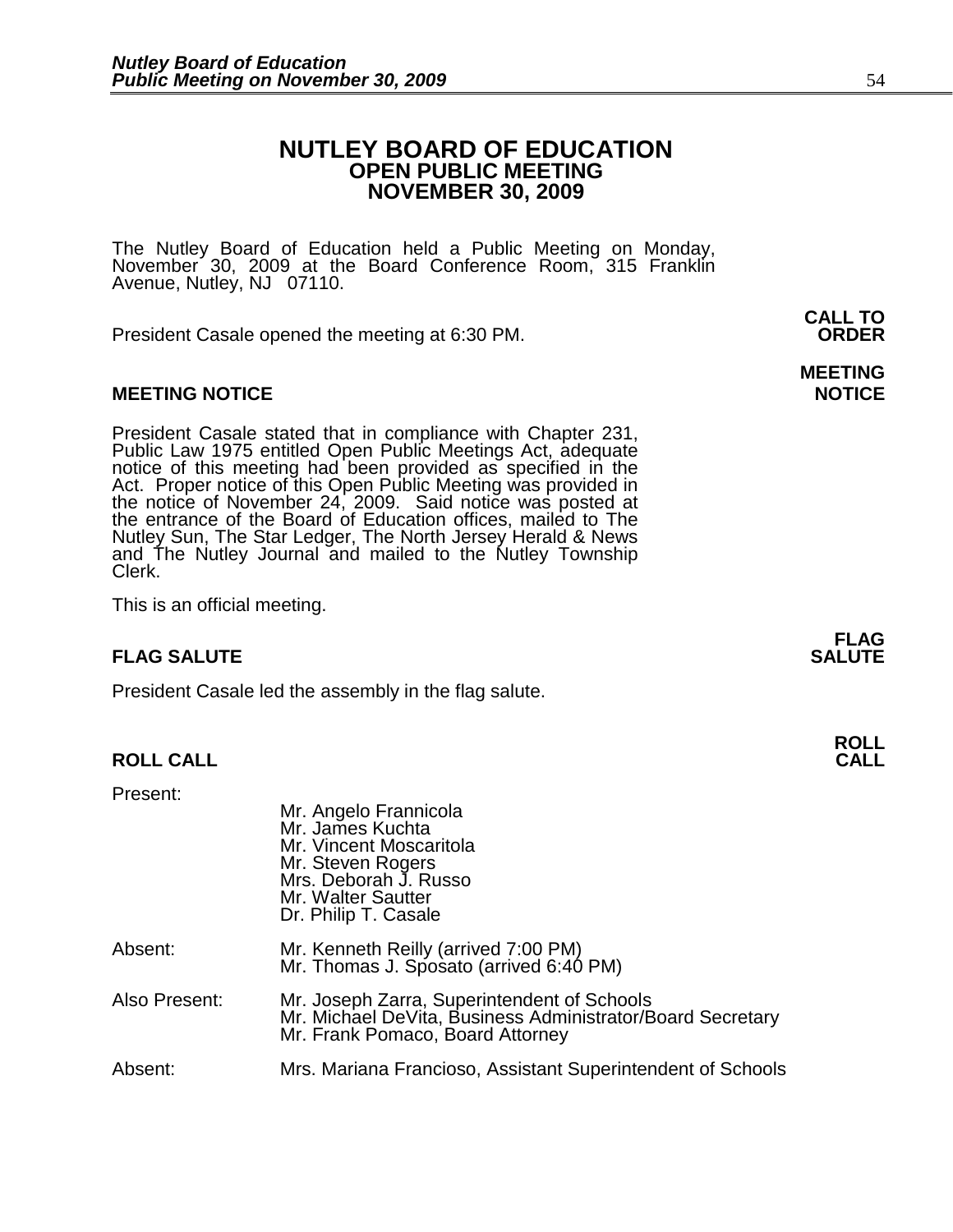# NUTLEY BOARD OF EDUCATION
## OPEN PUBLIC MEETING
## NOVEMBER 30, 2009

The Nutley Board of Education held a Public Meeting on Monday, November 30, 2009 at the Board Conference Room, 315 Franklin Avenue, Nutley, NJ 07110.

**CALL TO ORDER**

President Casale opened the meeting at 6:30 PM.

**MEETING NOTICE**

President Casale stated that in compliance with Chapter 231, Public Law 1975 entitled Open Public Meetings Act, adequate notice of this meeting had been provided as specified in the Act. Proper notice of this Open Public Meeting was provided in the notice of November 24, 2009. Said notice was posted at the entrance of the Board of Education offices, mailed to The Nutley Sun, The Star Ledger, The North Jersey Herald & News and The Nutley Journal and mailed to the Nutley Township Clerk.

This is an official meeting.

**FLAG SALUTE**

President Casale led the assembly in the flag salute.

**ROLL CALL**

Present:
- Mr. Angelo Frannicola
- Mr. James Kuchta
- Mr. Vincent Moscaritola
- Mr. Steven Rogers
- Mrs. Deborah J. Russo
- Mr. Walter Sautter
- Dr. Philip T. Casale

Absent:
- Mr. Kenneth Reilly (arrived 7:00 PM)
- Mr. Thomas J. Sposato (arrived 6:40 PM)

Also Present:
- Mr. Joseph Zarra, Superintendent of Schools
- Mr. Michael DeVita, Business Administrator/Board Secretary
- Mr. Frank Pomaco, Board Attorney

Absent:
- Mrs. Mariana Francioso, Assistant Superintendent of Schools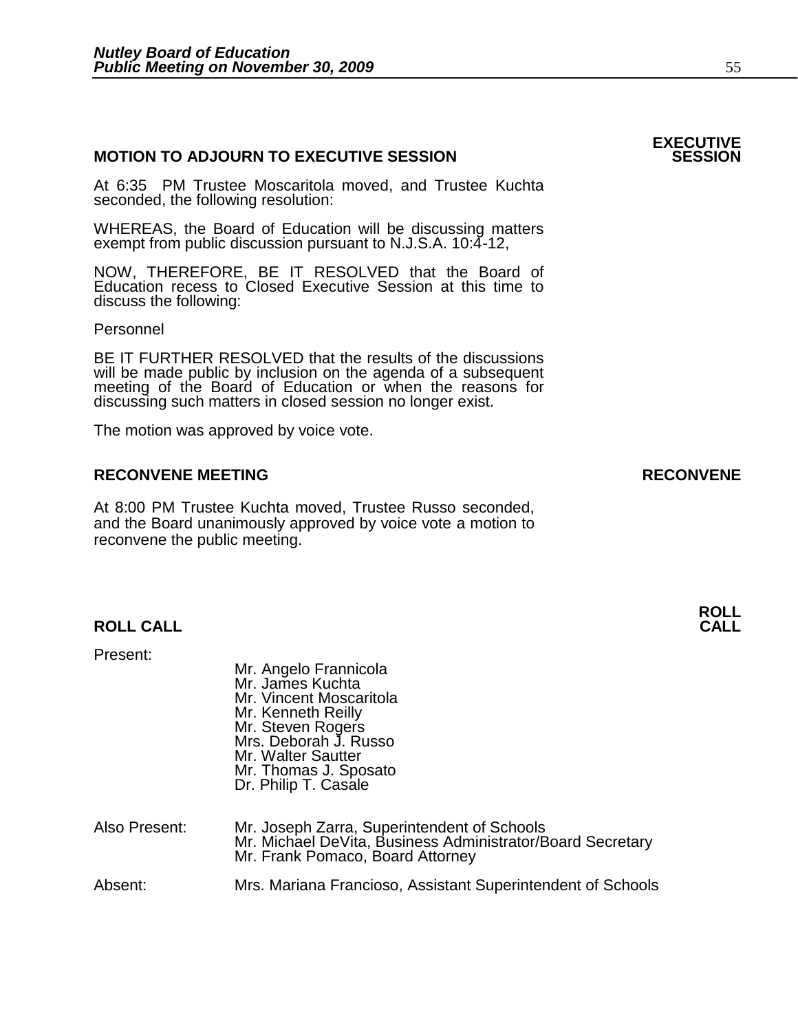## MOTION TO ADJOURN TO EXECUTIVE SESSION

**EXECUTIVE SESSION**

At 6:35 PM Trustee Moscaritola moved, and Trustee Kuchta seconded, the following resolution:

WHEREAS, the Board of Education will be discussing matters exempt from public discussion pursuant to N.J.S.A. 10:4-12,

NOW, THEREFORE, BE IT RESOLVED that the Board of Education recess to Closed Executive Session at this time to discuss the following:

Personnel

BE IT FURTHER RESOLVED that the results of the discussions will be made public by inclusion on the agenda of a subsequent meeting of the Board of Education or when the reasons for discussing such matters in closed session no longer exist.

The motion was approved by voice vote.

## RECONVENE MEETING

**RECONVENE**

At 8:00 PM Trustee Kuchta moved, Trustee Russo seconded, and the Board unanimously approved by voice vote a motion to reconvene the public meeting.

## ROLL CALL

**ROLL CALL**

Present:

Mr. Angelo Frannicola
Mr. James Kuchta
Mr. Vincent Moscaritola
Mr. Kenneth Reilly
Mr. Steven Rogers
Mrs. Deborah J. Russo
Mr. Walter Sautter
Mr. Thomas J. Sposato
Dr. Philip T. Casale

Also Present:

Mr. Joseph Zarra, Superintendent of Schools
Mr. Michael DeVita, Business Administrator/Board Secretary
Mr. Frank Pomaco, Board Attorney

Absent:

Mrs. Mariana Francioso, Assistant Superintendent of Schools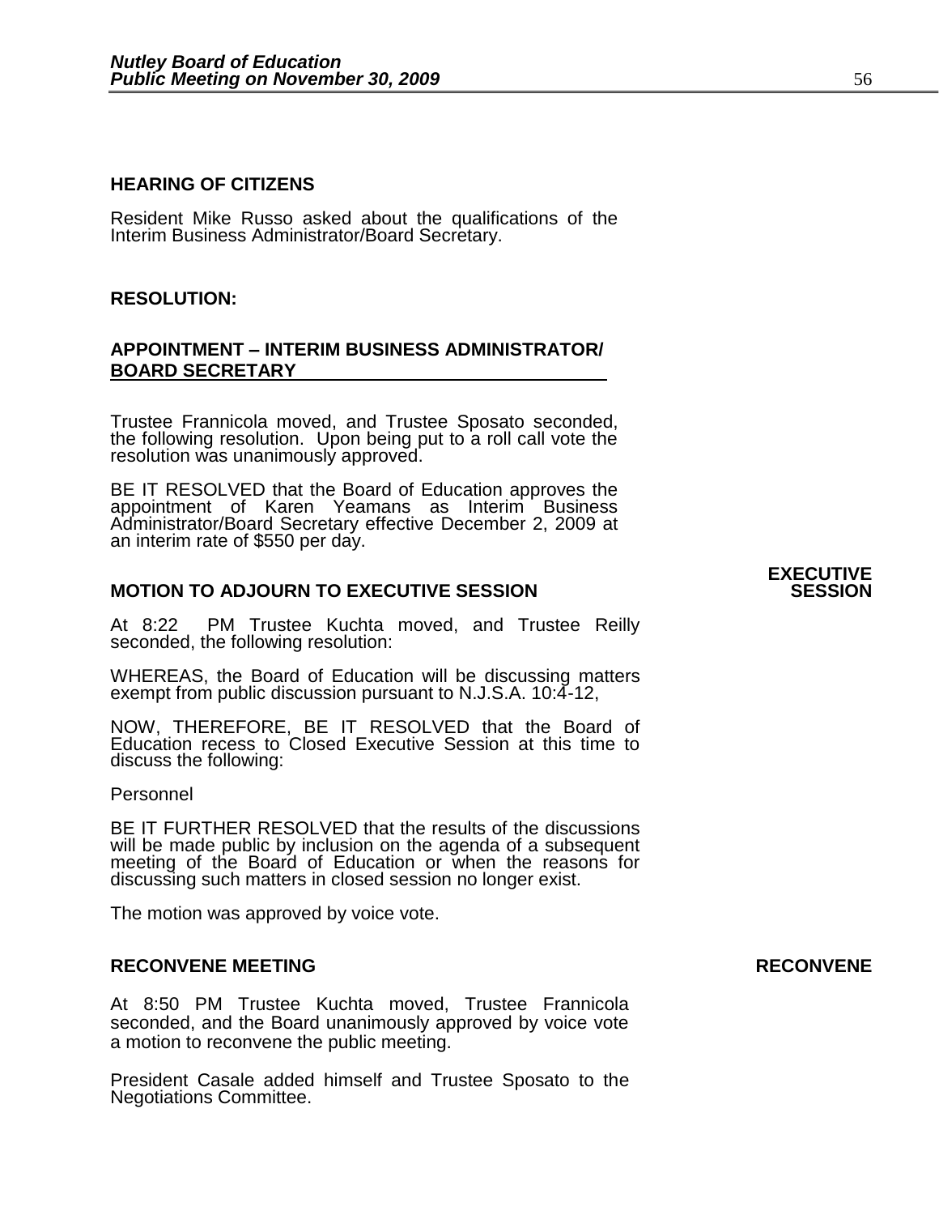## HEARING OF CITIZENS

Resident Mike Russo asked about the qualifications of the Interim Business Administrator/Board Secretary.

## RESOLUTION:

### APPOINTMENT – INTERIM BUSINESS ADMINISTRATOR/ BOARD SECRETARY

Trustee Frannicola moved, and Trustee Sposato seconded, the following resolution. Upon being put to a roll call vote the resolution was unanimously approved.

BE IT RESOLVED that the Board of Education approves the appointment of Karen Yeamans as Interim Business Administrator/Board Secretary effective December 2, 2009 at an interim rate of $550 per day.

### MOTION TO ADJOURN TO EXECUTIVE SESSION

**EXECUTIVE SESSION**

At 8:22 PM Trustee Kuchta moved, and Trustee Reilly seconded, the following resolution:

WHEREAS, the Board of Education will be discussing matters exempt from public discussion pursuant to N.J.S.A. 10:4-12,

NOW, THEREFORE, BE IT RESOLVED that the Board of Education recess to Closed Executive Session at this time to discuss the following:

Personnel

BE IT FURTHER RESOLVED that the results of the discussions will be made public by inclusion on the agenda of a subsequent meeting of the Board of Education or when the reasons for discussing such matters in closed session no longer exist.

The motion was approved by voice vote.

### RECONVENE MEETING

**RECONVENE**

At 8:50 PM Trustee Kuchta moved, Trustee Frannicola seconded, and the Board unanimously approved by voice vote a motion to reconvene the public meeting.

President Casale added himself and Trustee Sposato to the Negotiations Committee.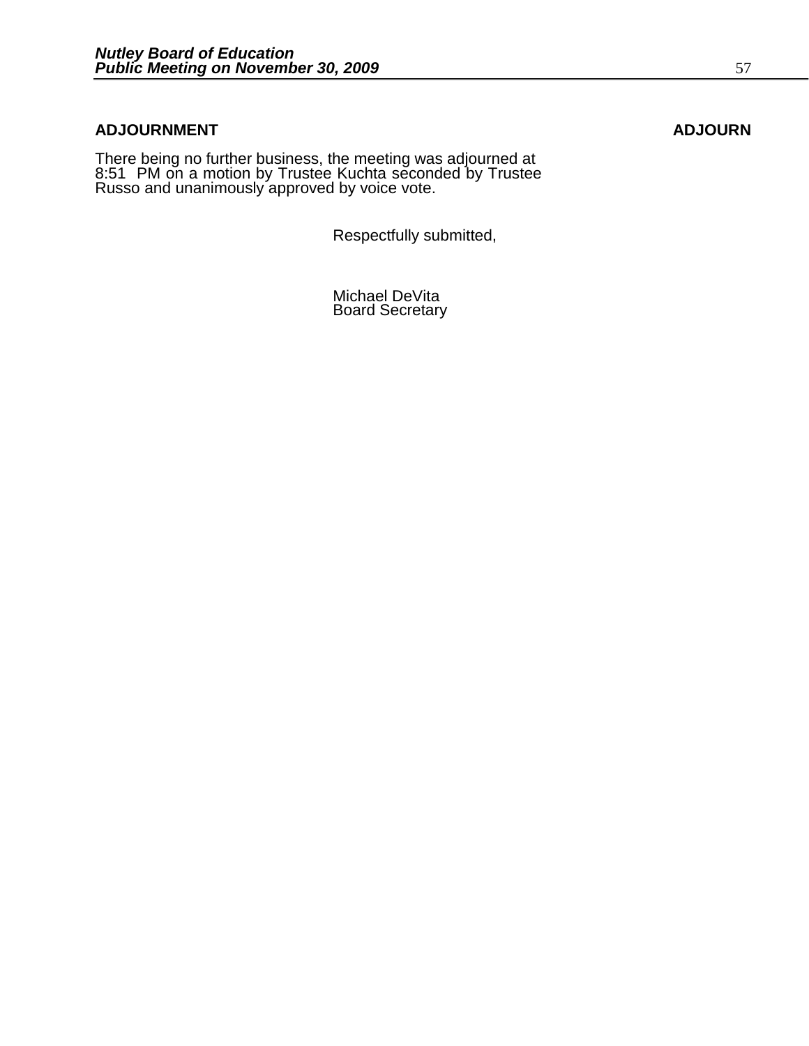**ADJOURNMENT** **ADJOURN**

There being no further business, the meeting was adjourned at 8:51 PM on a motion by Trustee Kuchta seconded by Trustee Russo and unanimously approved by voice vote.

Respectfully submitted,

Michael DeVita
Board Secretary